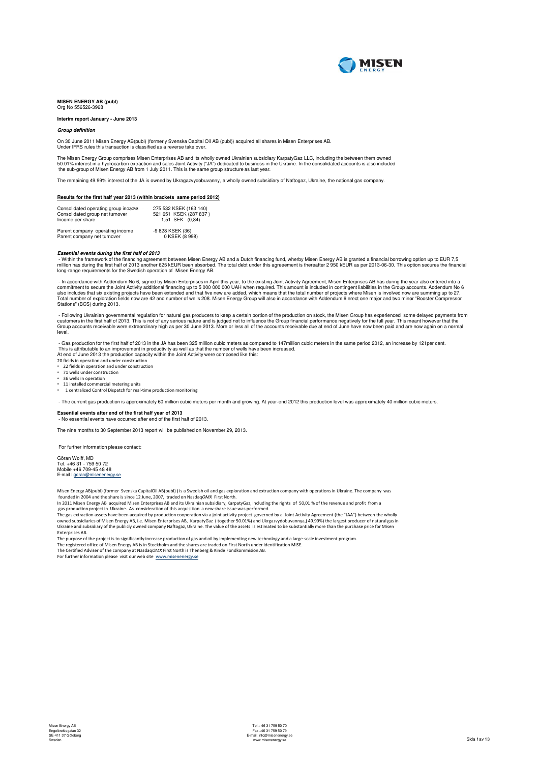**MISEN ENERGY AB (publ)**
Org No 556526-3968

**Interim report January - June 2013**

***Group definition***

On 30 June 2011 Misen Energy AB(publ) (formerly Svenska Capital Oil AB (publ)) acquired all shares in Misen Enterprises AB.
Under IFRS rules this transaction is classified as a reverse take over.

The Misen Energy Group comprises Misen Enterprises AB and its wholly owned Ukrainian subsidiary KarpatyGaz LLC, including the between them owned 50.01% interest in a hydrocarbon extraction and sales Joint Activity ("JA") dedicated to business in the Ukraine. In the consolidated accounts is also included the sub-group of Misen Energy AB from 1 July 2011. This is the same group structure as last year.

The remaining 49.99% interest of the JA is owned by Ukragazvydobuvanny, a wholly owned subsidiary of Naftogaz, Ukraine, the national gas company.

**Results for the first half year 2013 (within brackets same period 2012)**

| | |
|---|---|
| Consolidated operating group income | 275 532 KSEK (163 140) |
| Consolidated group net turnover | 521 651 KSEK (287 837 ) |
| Income per share | 1,51 SEK (0,84) |
| Parent company operating income | -9 828 KSEK (36) |
| Parent company net turnover | 0 KSEK (8 998) |

***Essential events during the first half of 2013***

- Within the framework of the financing agreement between Misen Energy AB and a Dutch financing fund, wherby Misen Energy AB is granted a financial borrowing option up to EUR 7,5 million has during the first half of 2013 another 625 kEUR been absorbed. The total debt under this agreement is thereafter 2 950 kEUR as per 2013-06-30. This option secures the financial long-range requirements for the Swedish operation of Misen Energy AB.

- In accordance with Addendum No 6, signed by Misen Enterprises in April this year, to the existing Joint Activity Agreement, Misen Enterprises AB has during the year also entered into a commitment to secure the Joint Activity additional financing up to 5 000 000 000 UAH when required. This amount is included in contingent liabilities in the Group accounts. Addendum No 6 also includes that six existing projects have been extended and that five new are added, which means that the total number of projects where Misen is involved now are summing up to 27. Total number of exploration fields now are 42 and number of wells 208. Misen Energy Group will also in accordance with Addendum 6 erect one major and two minor "Booster Compressor Stations" (BCS) during 2013.

- Following Ukrainian governmental regulation for natural gas producers to keep a certain portion of the production on stock, the Misen Group has experienced some delayed payments from customers in the first half of 2013. This is not of any serious nature and is judged not to influence the Group financial performance negatively for the full year. This meant however that the Group accounts receivable were extraordinary high as per 30 June 2013. More or less all of the accounts receivable due at end of June have now been paid and are now again on a normal level.

- Gas production for the first half of 2013 in the JA has been 325 million cubic meters as compared to 147million cubic meters in the same period 2012, an increase by 121per cent. This is attributable to an improvement in productivity as well as that the number of wells have been increased.
At end of June 2013 the production capacity within the Joint Activity were composed like this:
20 fields in operation and under construction
- 22 fields in operation and under construction
- 71 wells under construction
- 36 wells in operation
- 11 installed commercial metering units
- 1 centralized Control Dispatch for real-time production monitoring

- The current gas production is approximately 60 million cubic meters per month and growing. At year-end 2012 this production level was approximately 40 million cubic meters.

**Essential events after end of the first half year of 2013**
- No essential events have occurred after end of the first half of 2013.

The nine months to 30 September 2013 report will be published on November 29, 2013.

For further information please contact:

Göran Wolff, MD
Tel. +46 31 - 759 50 72
Mobile +46 709-45 48 48
E-mail : goran@misenenergy.se

Misen Energy AB(publ) (former Svenska CapitalOil AB(publ) ) is a Swedish oil and gas exploration and extraction company with operations in Ukraine. The company was founded in 2004 and the share is since 12 June, 2007, traded on Nasdaq*OMX* First North.
In 2011 Misen Energy AB acquired Misen Enterprises AB and its Ukrainian subsidiary, KarpatyGaz, including the rights of 50,01 % of the revenue and profit from a gas production project in Ukraine. As consideration of this acquisition a new share issue was performed.
The gas extraction assets have been acquired by production cooperation via a joint activity project governed by a Joint Activity Agreement (the "JAA") between the wholly owned subsidiaries of Misen Energy AB, i.e. Misen Enterprises AB, KarpatyGaz ( together 50.01%) and Ukrgazvydobuvannya,( 49.99%) the largest producer of natural gas in Ukraine and subsidiary of the publicly owned company Naftogaz, Ukraine. The value of the assets is estimated to be substantially more than the purchase price for Misen Enterprises AB.
The purpose of the project is to significantly increase production of gas and oil by implementing new technology and a large-scale investment program.
The registered office of Misen Energy AB is in Stockholm and the shares are traded on First North under identification MISE.
The Certified Adviser of the company at Nasdaq*OMX* First North is Thenberg & Kinde Fondkommision AB.
For further information please visit our web site www.misenenergy.se

Misen Energy AB
Engelbrektsgatan 32
SE-411 37 Göteborg
Sweden

Tel + 46 31 759 50 70
Fax +46 31 759 50 79
E-mail: info@misenenergy.se
www.misenenergy.se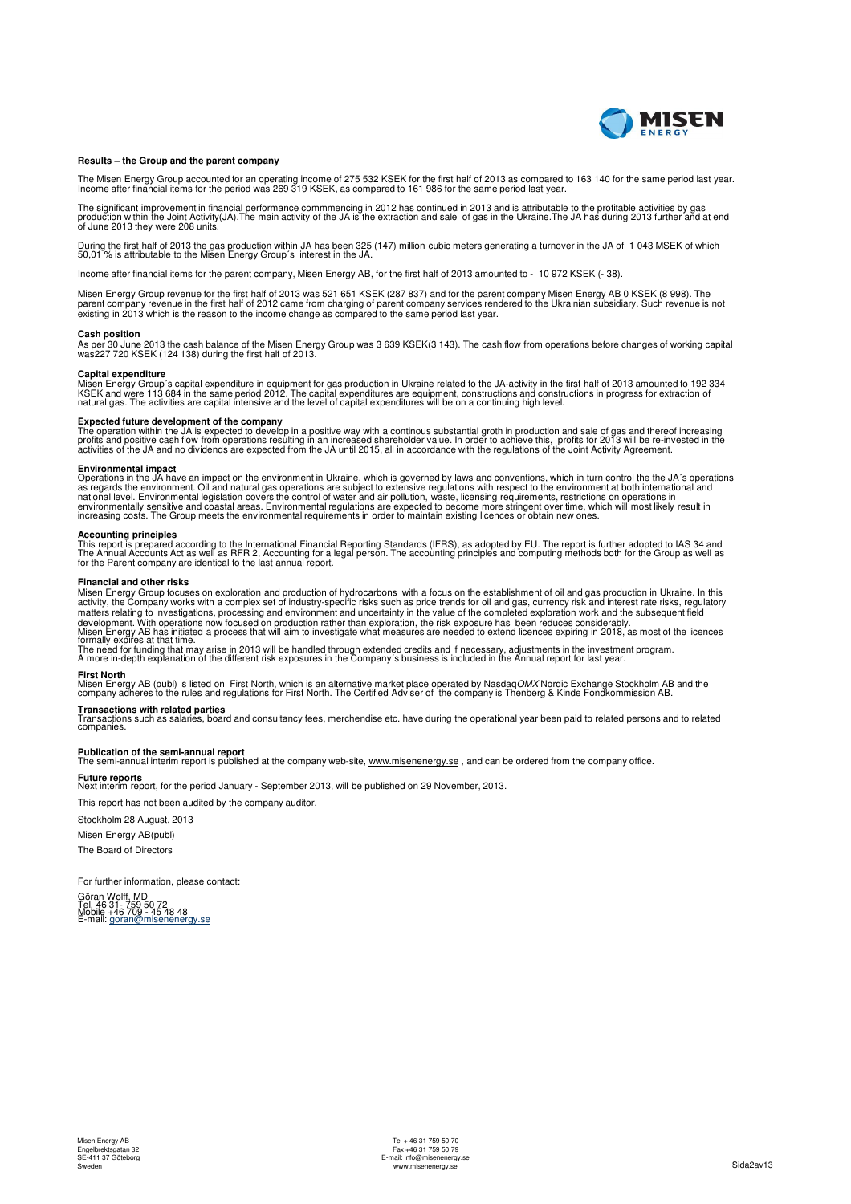### Results – the Group and the parent company

The Misen Energy Group accounted for an operating income of 275 532 KSEK for the first half of 2013 as compared to 163 140 for the same period last year. Income after financial items for the period was 269 319 KSEK, as compared to 161 986 for the same period last year.

The significant improvement in financial performance commmencing in 2012 has continued in 2013 and is attributable to the profitable activities by gas production within the Joint Activity(JA).The main activity of the JA is the extraction and sale of gas in the Ukraine.The JA has during 2013 further and at end of June 2013 they were 208 units.

During the first half of 2013 the gas production within JA has been 325 (147) million cubic meters generating a turnover in the JA of 1 043 MSEK of which 50,01 % is attributable to the Misen Energy Group´s interest in the JA.

Income after financial items for the parent company, Misen Energy AB, for the first half of 2013 amounted to - 10 972 KSEK (- 38).

Misen Energy Group revenue for the first half of 2013 was 521 651 KSEK (287 837) and for the parent company Misen Energy AB 0 KSEK (8 998). The parent company revenue in the first half of 2012 came from charging of parent company services rendered to the Ukrainian subsidiary. Such revenue is not existing in 2013 which is the reason to the income change as compared to the same period last year.

**Cash position**
As per 30 June 2013 the cash balance of the Misen Energy Group was 3 639 KSEK(3 143). The cash flow from operations before changes of working capital was227 720 KSEK (124 138) during the first half of 2013.

**Capital expenditure**
Misen Energy Group´s capital expenditure in equipment for gas production in Ukraine related to the JA-activity in the first half of 2013 amounted to 192 334 KSEK and were 113 684 in the same period 2012. The capital expenditures are equipment, constructions and constructions in progress for extraction of natural gas. The activities are capital intensive and the level of capital expenditures will be on a continuing high level.

**Expected future development of the company**
The operation within the JA is expected to develop in a positive way with a continous substantial groth in production and sale of gas and thereof increasing profits and positive cash flow from operations resulting in an increased shareholder value. In order to achieve this, profits for 2013 will be re-invested in the activities of the JA and no dividends are expected from the JA until 2015, all in accordance with the regulations of the Joint Activity Agreement.

**Environmental impact**
Operations in the JA have an impact on the environment in Ukraine, which is governed by laws and conventions, which in turn control the the JA´s operations as regards the environment. Oil and natural gas operations are subject to extensive regulations with respect to the environment at both international and national level. Environmental legislation covers the control of water and air pollution, waste, licensing requirements, restrictions on operations in environmentally sensitive and coastal areas. Environmental regulations are expected to become more stringent over time, which will most likely result in increasing costs. The Group meets the environmental requirements in order to maintain existing licences or obtain new ones.

**Accounting principles**
This report is prepared according to the International Financial Reporting Standards (IFRS), as adopted by EU. The report is further adopted to IAS 34 and The Annual Accounts Act as well as RFR 2, Accounting for a legal person. The accounting principles and computing methods both for the Group as well as for the Parent company are identical to the last annual report.

**Financial and other risks**
Misen Energy Group focuses on exploration and production of hydrocarbons with a focus on the establishment of oil and gas production in Ukraine. In this activity, the Company works with a complex set of industry-specific risks such as price trends for oil and gas, currency risk and interest rate risks, regulatory matters relating to investigations, processing and environment and uncertainty in the value of the completed exploration work and the subsequent field development. With operations now focused on production rather than exploration, the risk exposure has been reduces considerably.
Misen Energy AB has initiated a process that will aim to investigate what measures are needed to extend licences expiring in 2018, as most of the licences formally expires at that time.
The need for funding that may arise in 2013 will be handled through extended credits and if necessary, adjustments in the investment program.
A more in-depth explanation of the different risk exposures in the Company´s business is included in the Annual report for last year.

**First North**
Misen Energy AB (publ) is listed on First North, which is an alternative market place operated by Nasdaq*OMX* Nordic Exchange Stockholm AB and the company adheres to the rules and regulations for First North. The Certified Adviser of the company is Thenberg & Kinde Fondkommission AB.

**Transactions with related parties**
Transactions such as salaries, board and consultancy fees, merchendise etc. have during the operational year been paid to related persons and to related companies.

**Publication of the semi-annual report**
The semi-annual interim report is published at the company web-site, www.misenenergy.se , and can be ordered from the company office.

**Future reports**
Next interim report, for the period January - September 2013, will be published on 29 November, 2013.

This report has not been audited by the company auditor.

Stockholm 28 August, 2013

Misen Energy AB(publ)

The Board of Directors

For further information, please contact:

Göran Wolff, MD
Tel. 46 31- 759 50 72
Mobile +46 709 - 45 48 48
E-mail: goran@misenenergy.se

Misen Energy AB
Engelbrektsgatan 32
SE-411 37 Göteborg
Sweden

Tel + 46 31 759 50 70
Fax +46 31 759 50 79
E-mail: info@misenenergy.se
www.misenenergy.se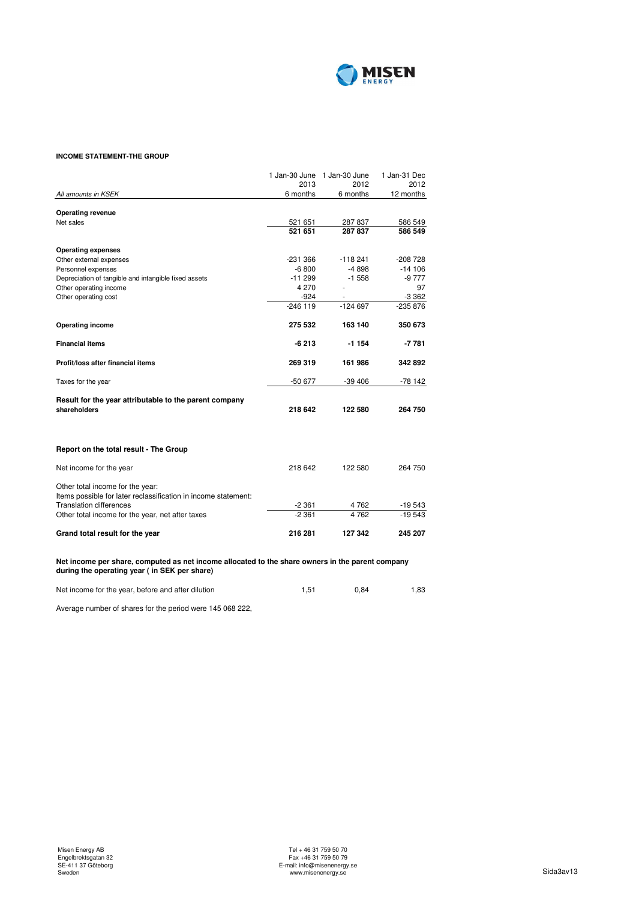## INCOME STATEMENT-THE GROUP

| *All amounts in KSEK* | 1 Jan-30 June 2013 6 months | 1 Jan-30 June 2012 6 months | 1 Jan-31 Dec 2012 12 months |
|---|---|---|---|
| **Operating revenue** | | | |
| Net sales | 521 651 | 287 837 | 586 549 |
| | **521 651** | **287 837** | **586 549** |
| **Operating expenses** | | | |
| Other external expenses | -231 366 | -118 241 | -208 728 |
| Personnel expenses | -6 800 | -4 898 | -14 106 |
| Depreciation of tangible and intangible fixed assets | -11 299 | -1 558 | -9 777 |
| Other operating income | 4 270 | - | 97 |
| Other operating cost | -924 | - | -3 362 |
| | -246 119 | -124 697 | -235 876 |
| **Operating income** | **275 532** | **163 140** | **350 673** |
| **Financial items** | **-6 213** | **-1 154** | **-7 781** |
| **Profit/loss after financial items** | **269 319** | **161 986** | **342 892** |
| Taxes for the year | -50 677 | -39 406 | -78 142 |
| **Result for the year attributable to the parent company shareholders** | **218 642** | **122 580** | **264 750** |

### Report on the total result - The Group

| | | | |
|---|---|---|---|
| Net income for the year | 218 642 | 122 580 | 264 750 |
| Other total income for the year: | | | |
| Items possible for later reclassification in income statement: | | | |
| Translation differences | -2 361 | 4 762 | -19 543 |
| Other total income for the year, net after taxes | -2 361 | 4 762 | -19 543 |
| **Grand total result for the year** | **216 281** | **127 342** | **245 207** |

**Net income per share, computed as net income allocated to the share owners in the parent company during the operating year ( in SEK per share)**

| | | | |
|---|---|---|---|
| Net income for the year, before and after dilution | 1,51 | 0,84 | 1,83 |

Average number of shares for the period were 145 068 222,

Misen Energy AB
Engelbrektsgatan 32
SE-411 37 Göteborg
Sweden

Tel + 46 31 759 50 70
Fax +46 31 759 50 79
E-mail: info@misenenergy.se
www.misenenergy.se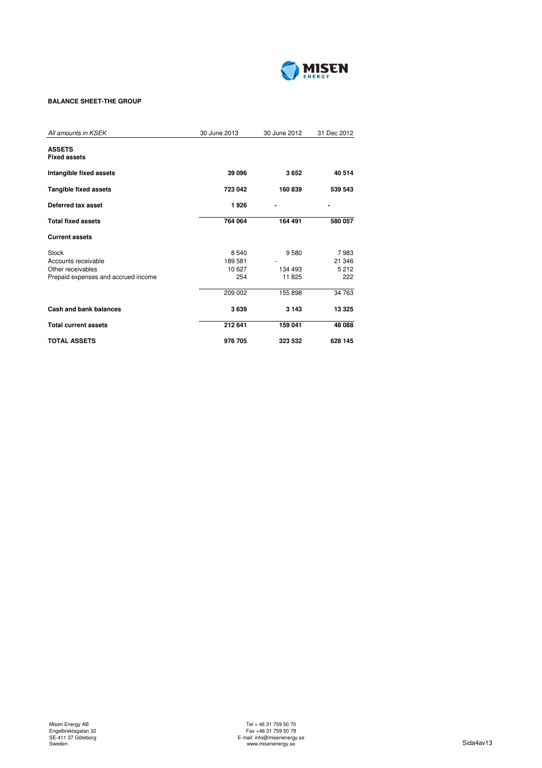**BALANCE SHEET-THE GROUP**

| *All amounts in KSEK* | 30 June 2013 | 30 June 2012 | 31 Dec 2012 |
|---|---|---|---|
| **ASSETS** | | | |
| **Fixed assets** | | | |
| **Intangible fixed assets** | **39 096** | **3 652** | **40 514** |
| **Tangible fixed assets** | **723 042** | **160 839** | **539 543** |
| **Deferred tax asset** | **1 926** | **-** | **-** |
| **Total fixed assets** | **764 064** | **164 491** | **580 057** |
| **Current assets** | | | |
| Stock | 8 540 | 9 580 | 7 983 |
| Accounts receivable | 189 581 | - | 21 346 |
| Other receivables | 10 627 | 134 493 | 5 212 |
| Prepaid expenses and accrued income | 254 | 11 825 | 222 |
| | 209 002 | 155 898 | 34 763 |
| **Cash and bank balances** | **3 639** | **3 143** | **13 325** |
| **Total current assets** | **212 641** | **159 041** | **48 088** |
| **TOTAL ASSETS** | **976 705** | **323 532** | **628 145** |

Misen Energy AB
Engelbrektsgatan 32
SE-411 37 Göteborg
Sweden

Tel + 46 31 759 50 70
Fax +46 31 759 50 79
E-mail: info@misenenergy.se
www.misenenergy.se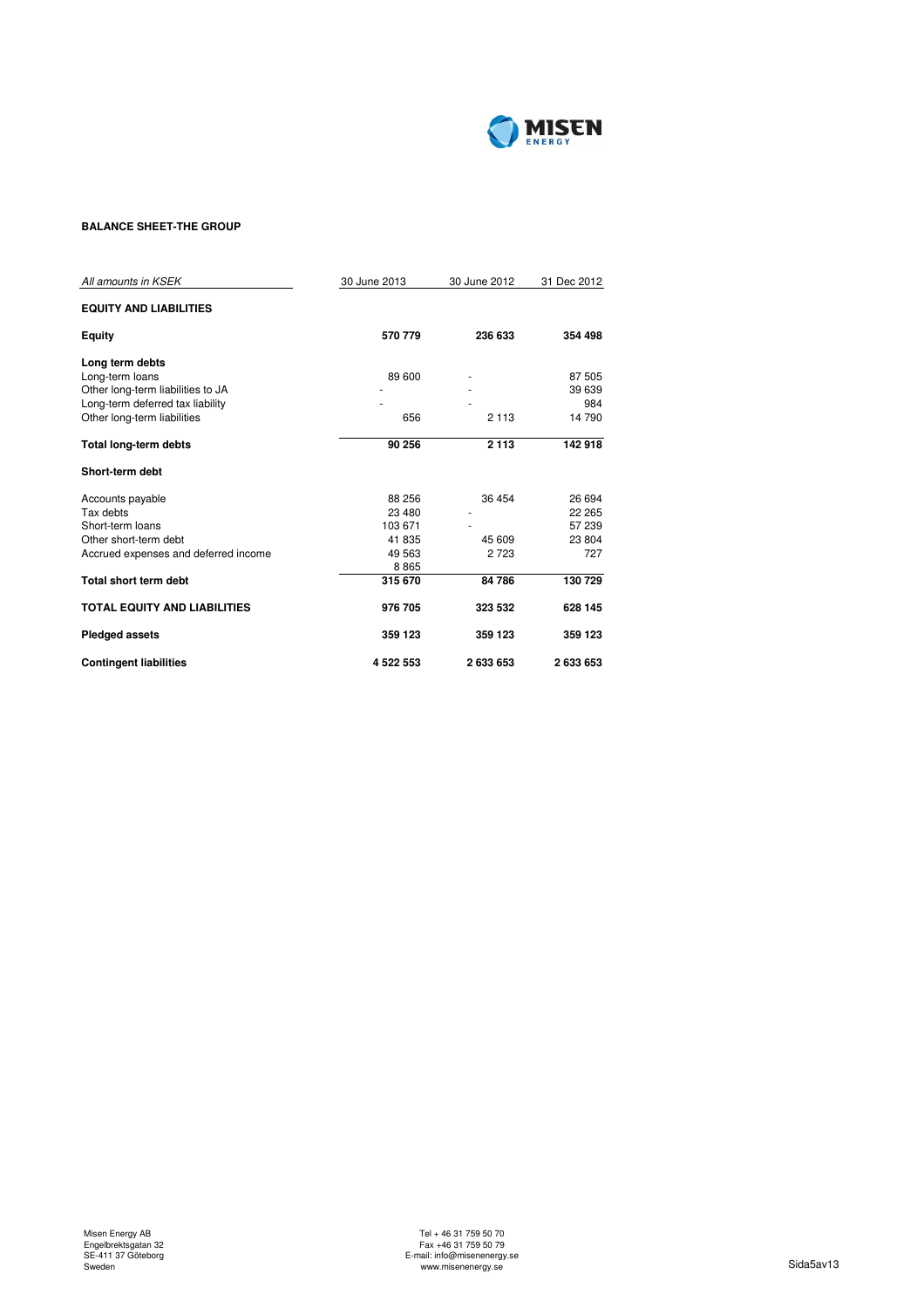**BALANCE SHEET-THE GROUP**

| *All amounts in KSEK* | 30 June 2013 | 30 June 2012 | 31 Dec 2012 |
|---|---|---|---|
| **EQUITY AND LIABILITIES** | | | |
| **Equity** | **570 779** | **236 633** | **354 498** |
| **Long term debts** | | | |
| Long-term loans | 89 600 | - | 87 505 |
| Other long-term liabilities to JA | - | - | 39 639 |
| Long-term deferred tax liability | - | - | 984 |
| Other long-term liabilities | 656 | 2 113 | 14 790 |
| **Total long-term debts** | **90 256** | **2 113** | **142 918** |
| **Short-term debt** | | | |
| Accounts payable | 88 256 | 36 454 | 26 694 |
| Tax debts | 23 480 | - | 22 265 |
| Short-term loans | 103 671 | - | 57 239 |
| Other short-term debt | 41 835 | 45 609 | 23 804 |
| Accrued expenses and deferred income | 49 563 | 2 723 | 727 |
| | 8 865 | | |
| **Total short term debt** | **315 670** | **84 786** | **130 729** |
| **TOTAL EQUITY AND LIABILITIES** | **976 705** | **323 532** | **628 145** |
| **Pledged assets** | **359 123** | **359 123** | **359 123** |
| **Contingent liabilities** | **4 522 553** | **2 633 653** | **2 633 653** |

Misen Energy AB
Engelbrektsgatan 32
SE-411 37 Göteborg
Sweden

Tel + 46 31 759 50 70
Fax +46 31 759 50 79
E-mail: info@misenenergy.se
www.misenenergy.se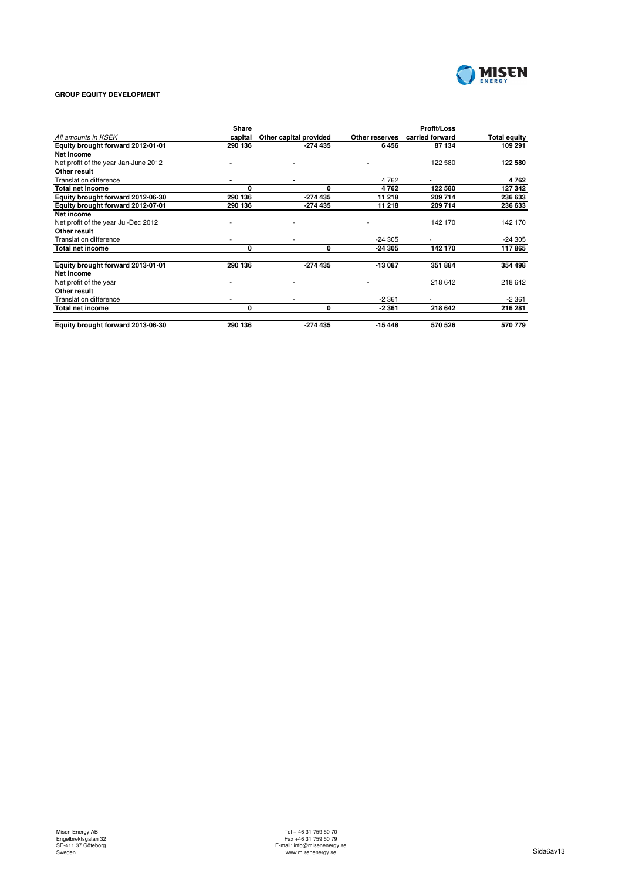**GROUP EQUITY DEVELOPMENT**

| *All amounts in KSEK* | Share capital | Other capital provided | Other reserves | Profit/Loss carried forward | Total equity |
|---|---|---|---|---|---|
| **Equity brought forward 2012-01-01** | **290 136** | **-274 435** | **6 456** | **87 134** | **109 291** |
| **Net income** | | | | | |
| Net profit of the year Jan-June 2012 | - | - | - | 122 580 | **122 580** |
| **Other result** | | | | | |
| Translation difference | - | - | 4 762 | - | **4 762** |
| **Total net income** | **0** | **0** | **4 762** | **122 580** | **127 342** |
| **Equity brought forward 2012-06-30** | **290 136** | **-274 435** | **11 218** | **209 714** | **236 633** |
| **Equity brought forward 2012-07-01** | **290 136** | **-274 435** | **11 218** | **209 714** | **236 633** |
| **Net income** | | | | | |
| Net profit of the year Jul-Dec 2012 | - | - | - | 142 170 | 142 170 |
| **Other result** | | | | | |
| Translation difference | - | - | -24 305 | - | -24 305 |
| **Total net income** | **0** | **0** | **-24 305** | **142 170** | **117 865** |
| **Equity brought forward 2013-01-01** | **290 136** | **-274 435** | **-13 087** | **351 884** | **354 498** |
| **Net income** | | | | | |
| Net profit of the year | - | - | - | 218 642 | 218 642 |
| **Other result** | | | | | |
| Translation difference | - | - | -2 361 | - | -2 361 |
| **Total net income** | **0** | **0** | **-2 361** | **218 642** | **216 281** |
| **Equity brought forward 2013-06-30** | **290 136** | **-274 435** | **-15 448** | **570 526** | **570 779** |

Misen Energy AB
Engelbrektsgatan 32
SE-411 37 Göteborg
Sweden

Tel + 46 31 759 50 70
Fax +46 31 759 50 79
E-mail: info@misenenergy.se
www.misenenergy.se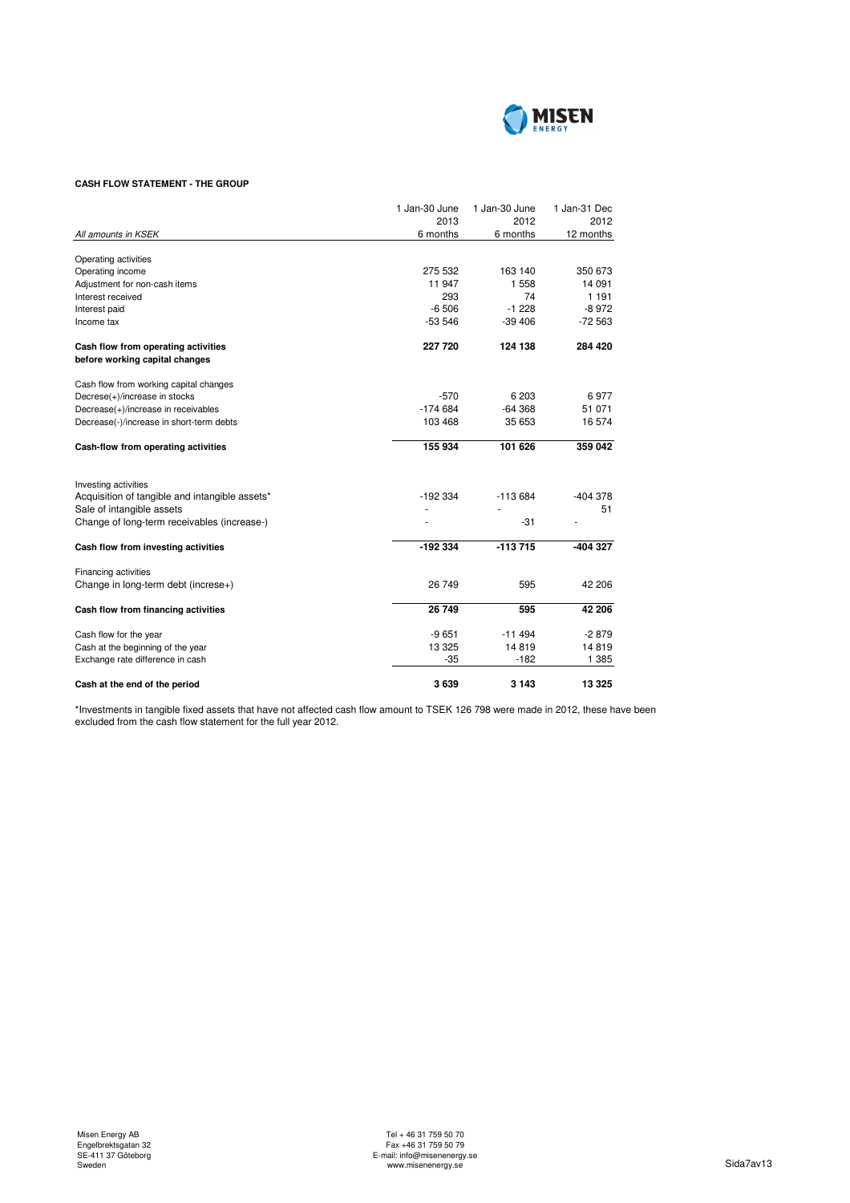**CASH FLOW STATEMENT - THE GROUP**

| *All amounts in KSEK* | 1 Jan-30 June 2013 6 months | 1 Jan-30 June 2012 6 months | 1 Jan-31 Dec 2012 12 months |
|---|---|---|---|
| Operating activities | | | |
| Operating income | 275 532 | 163 140 | 350 673 |
| Adjustment for non-cash items | 11 947 | 1 558 | 14 091 |
| Interest received | 293 | 74 | 1 191 |
| Interest paid | -6 506 | -1 228 | -8 972 |
| Income tax | -53 546 | -39 406 | -72 563 |
| **Cash flow from operating activities before working capital changes** | **227 720** | **124 138** | **284 420** |
| Cash flow from working capital changes | | | |
| Decrese(+)/increase in stocks | -570 | 6 203 | 6 977 |
| Decrease(+)/increase in receivables | -174 684 | -64 368 | 51 071 |
| Decrease(-)/increase in short-term debts | 103 468 | 35 653 | 16 574 |
| **Cash-flow from operating activities** | **155 934** | **101 626** | **359 042** |
| Investing activities | | | |
| Acquisition of tangible and intangible assets* | -192 334 | -113 684 | -404 378 |
| Sale of intangible assets | - | - | 51 |
| Change of long-term receivables (increase-) | - | -31 | - |
| **Cash flow from investing activities** | **-192 334** | **-113 715** | **-404 327** |
| Financing activities | | | |
| Change in long-term debt (increse+) | 26 749 | 595 | 42 206 |
| **Cash flow from financing activities** | **26 749** | **595** | **42 206** |
| Cash flow for the year | -9 651 | -11 494 | -2 879 |
| Cash at the beginning of the year | 13 325 | 14 819 | 14 819 |
| Exchange rate difference in cash | -35 | -182 | 1 385 |
| **Cash at the end of the period** | **3 639** | **3 143** | **13 325** |

*Investments in tangible fixed assets that have not affected cash flow amount to TSEK 126 798 were made in 2012, these have been excluded from the cash flow statement for the full year 2012.

Misen Energy AB
Engelbrektsgatan 32
SE-411 37 Göteborg
Sweden

Tel + 46 31 759 50 70
Fax +46 31 759 50 79
E-mail: info@misenenergy.se
www.misenenergy.se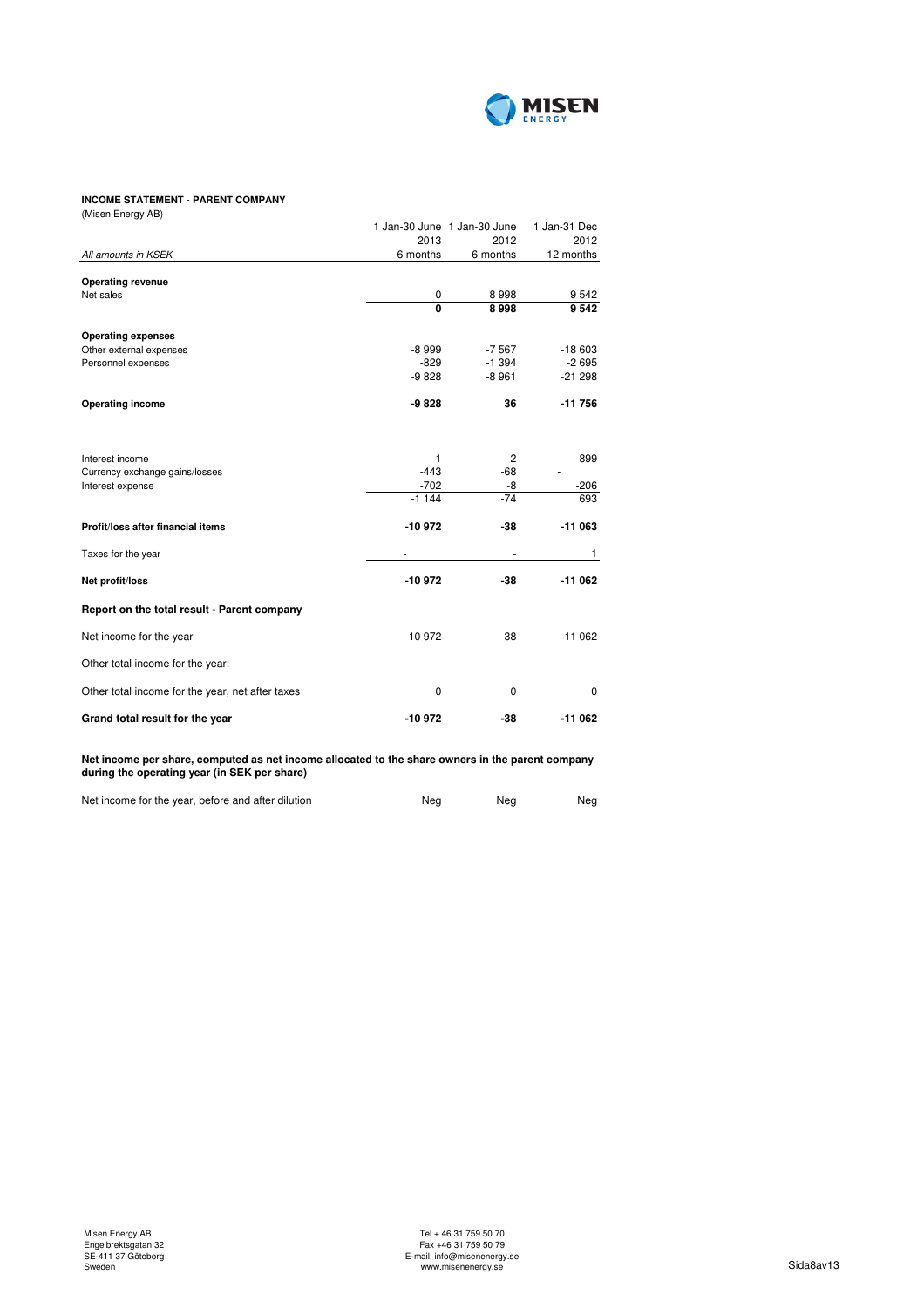**INCOME STATEMENT - PARENT COMPANY**

(Misen Energy AB)

| *All amounts in KSEK* | 1 Jan-30 June 2013 6 months | 1 Jan-30 June 2012 6 months | 1 Jan-31 Dec 2012 12 months |
|---|---|---|---|
| **Operating revenue** | | | |
| Net sales | 0 | 8 998 | 9 542 |
| | **0** | **8 998** | **9 542** |
| **Operating expenses** | | | |
| Other external expenses | -8 999 | -7 567 | -18 603 |
| Personnel expenses | -829 | -1 394 | -2 695 |
| | -9 828 | -8 961 | -21 298 |
| **Operating income** | **-9 828** | **36** | **-11 756** |
| Interest income | 1 | 2 | 899 |
| Currency exchange gains/losses | -443 | -68 | - |
| Interest expense | -702 | -8 | -206 |
| | -1 144 | -74 | 693 |
| **Profit/loss after financial items** | **-10 972** | **-38** | **-11 063** |
| Taxes for the year | - | - | 1 |
| **Net profit/loss** | **-10 972** | **-38** | **-11 062** |
| **Report on the total result - Parent company** | | | |
| Net income for the year | -10 972 | -38 | -11 062 |
| Other total income for the year: | | | |
| Other total income for the year, net after taxes | 0 | 0 | 0 |
| **Grand total result for the year** | **-10 972** | **-38** | **-11 062** |

**Net income per share, computed as net income allocated to the share owners in the parent company during the operating year (in SEK per share)**

| | | | |
|---|---|---|---|
| Net income for the year, before and after dilution | Neg | Neg | Neg |

Misen Energy AB
Engelbrektsgatan 32
SE-411 37 Göteborg
Sweden

Tel + 46 31 759 50 70
Fax +46 31 759 50 79
E-mail: info@misenenergy.se
www.misenenergy.se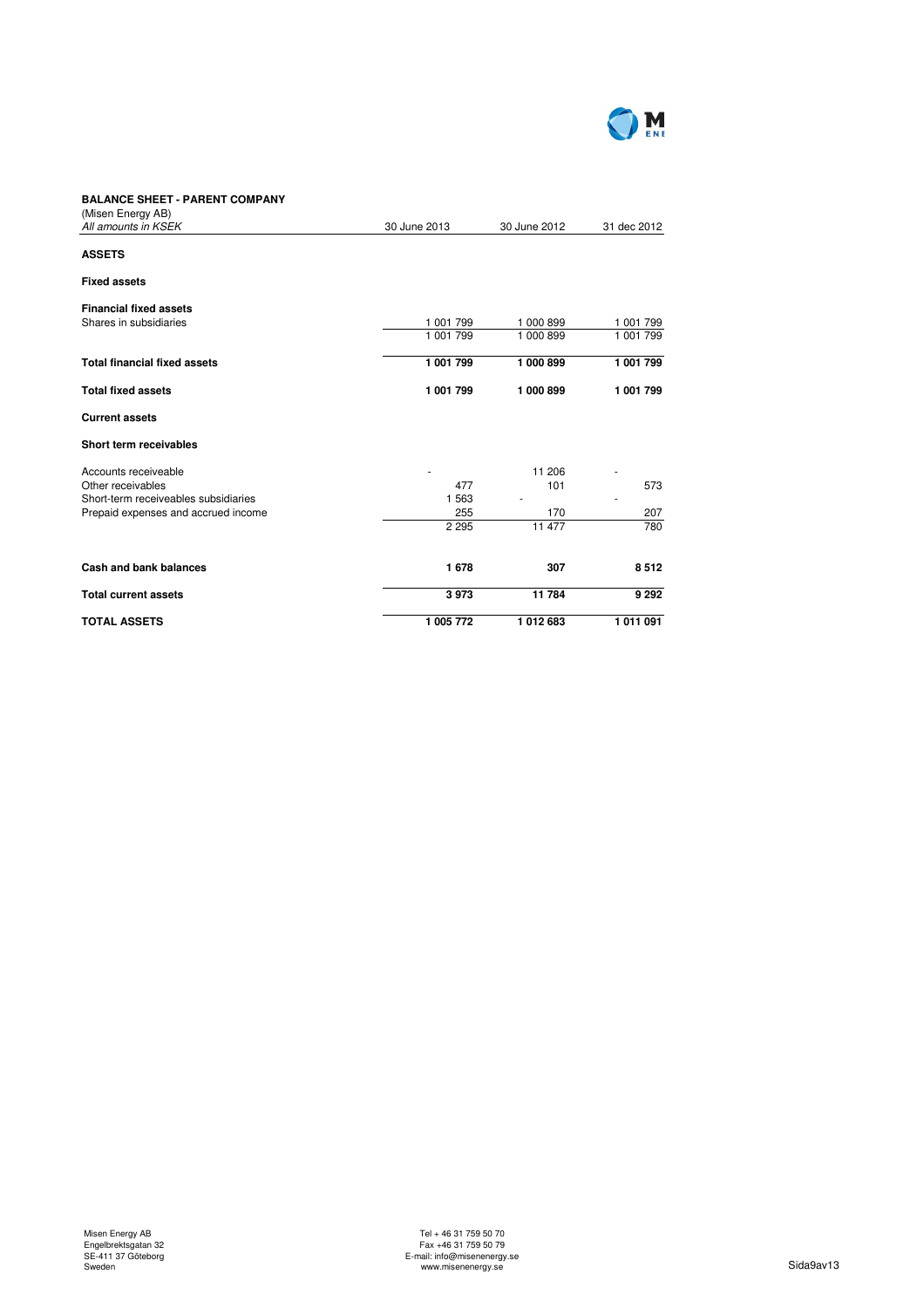**BALANCE SHEET - PARENT COMPANY**

(Misen Energy AB)

| *All amounts in KSEK* | 30 June 2013 | 30 June 2012 | 31 dec 2012 |
|---|---|---|---|
| **ASSETS** | | | |
| **Fixed assets** | | | |
| **Financial fixed assets** | | | |
| Shares in subsidiaries | 1 001 799 | 1 000 899 | 1 001 799 |
| | 1 001 799 | 1 000 899 | 1 001 799 |
| **Total financial fixed assets** | **1 001 799** | **1 000 899** | **1 001 799** |
| **Total fixed assets** | **1 001 799** | **1 000 899** | **1 001 799** |
| **Current assets** | | | |
| **Short term receivables** | | | |
| Accounts receiveable | - | 11 206 | - |
| Other receivables | 477 | 101 | 573 |
| Short-term receiveables subsidiaries | 1 563 | - | - |
| Prepaid expenses and accrued income | 255 | 170 | 207 |
| | 2 295 | 11 477 | 780 |
| **Cash and bank balances** | **1 678** | **307** | **8 512** |
| **Total current assets** | **3 973** | **11 784** | **9 292** |
| **TOTAL ASSETS** | **1 005 772** | **1 012 683** | **1 011 091** |

Misen Energy AB
Engelbrektsgatan 32
SE-411 37 Göteborg
Sweden

Tel + 46 31 759 50 70
Fax +46 31 759 50 79
E-mail: info@misenenergy.se
www.misenenergy.se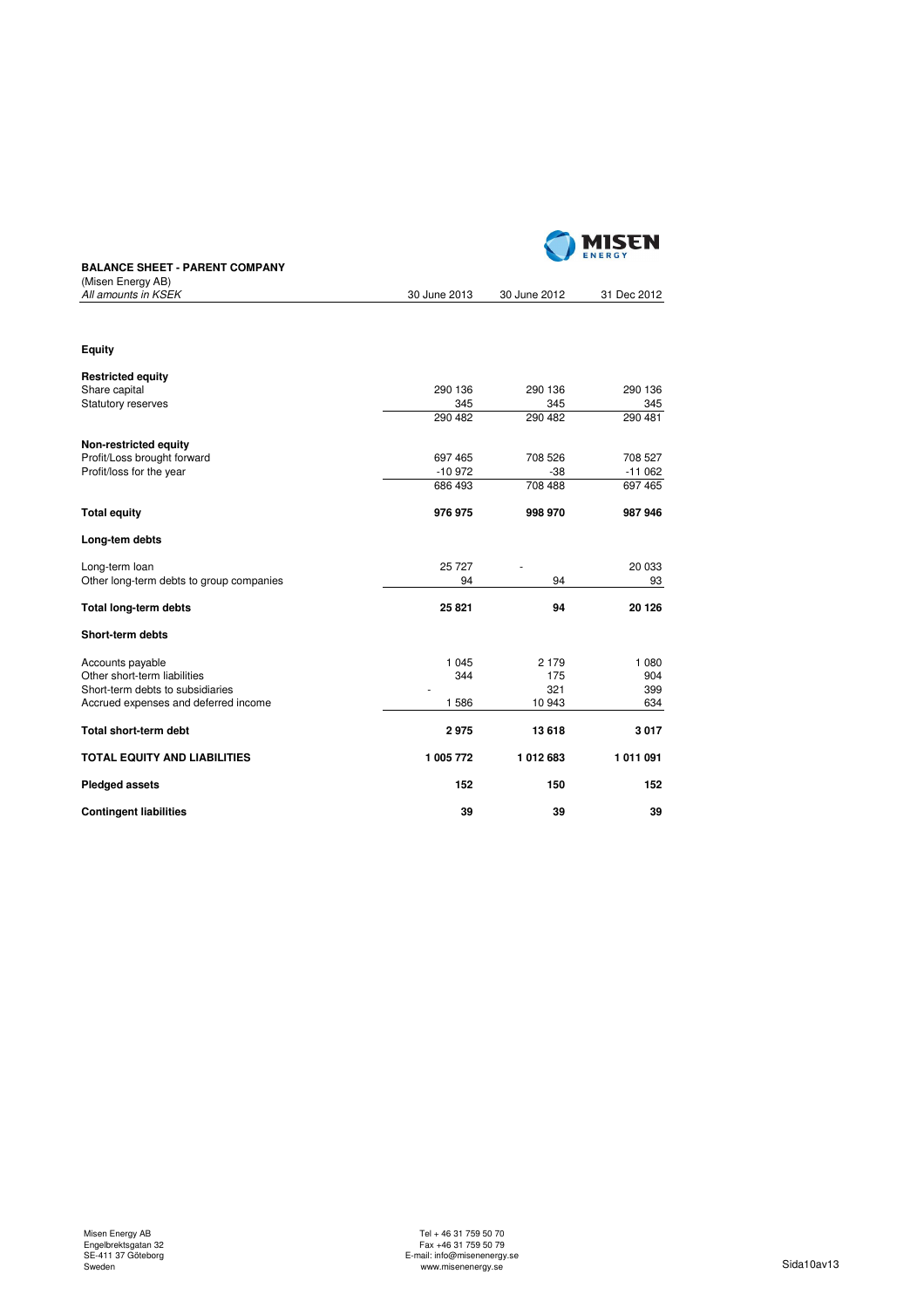**BALANCE SHEET - PARENT COMPANY**
(Misen Energy AB)
*All amounts in KSEK*

| | 30 June 2013 | 30 June 2012 | 31 Dec 2012 |
|---|---|---|---|
| **Equity** | | | |
| **Restricted equity** | | | |
| Share capital | 290 136 | 290 136 | 290 136 |
| Statutory reserves | 345 | 345 | 345 |
| | 290 482 | 290 482 | 290 481 |
| **Non-restricted equity** | | | |
| Profit/Loss brought forward | 697 465 | 708 526 | 708 527 |
| Profit/loss for the year | -10 972 | -38 | -11 062 |
| | 686 493 | 708 488 | 697 465 |
| **Total equity** | **976 975** | **998 970** | **987 946** |
| **Long-tem debts** | | | |
| Long-term loan | 25 727 | - | 20 033 |
| Other long-term debts to group companies | 94 | 94 | 93 |
| **Total long-term debts** | **25 821** | **94** | **20 126** |
| **Short-term debts** | | | |
| Accounts payable | 1 045 | 2 179 | 1 080 |
| Other short-term liabilities | 344 | 175 | 904 |
| Short-term debts to subsidiaries | - | 321 | 399 |
| Accrued expenses and deferred income | 1 586 | 10 943 | 634 |
| **Total short-term debt** | **2 975** | **13 618** | **3 017** |
| **TOTAL EQUITY AND LIABILITIES** | **1 005 772** | **1 012 683** | **1 011 091** |
| **Pledged assets** | **152** | **150** | **152** |
| **Contingent liabilities** | **39** | **39** | **39** |

Misen Energy AB
Engelbrektsgatan 32
SE-411 37 Göteborg
Sweden

Tel + 46 31 759 50 70
Fax +46 31 759 50 79
E-mail: info@misenenergy.se
www.misenenergy.se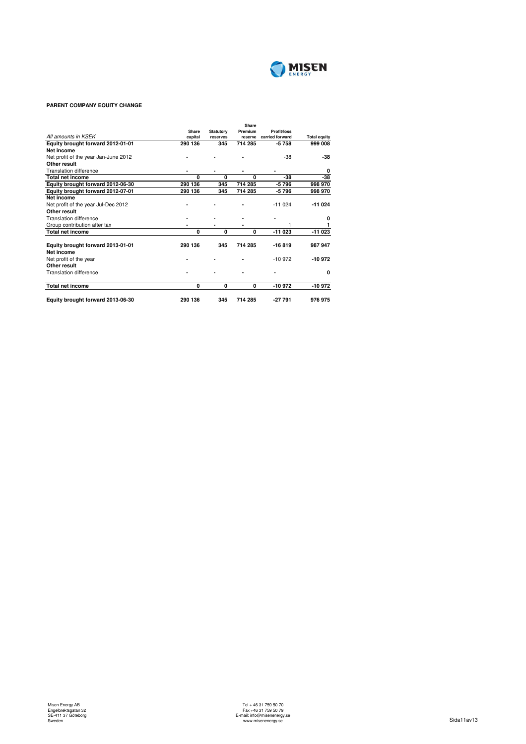**PARENT COMPANY EQUITY CHANGE**

| *All amounts in KSEK* | Share capital | Statutory reserves | Share Premium reserve | Profit/loss carried forward | Total equity |
|---|---|---|---|---|---|
| **Equity brought forward 2012-01-01** | **290 136** | **345** | **714 285** | **-5 758** | **999 008** |
| **Net income** | | | | | |
| Net profit of the year Jan-June 2012 | - | - | - | -38 | **-38** |
| **Other result** | | | | | |
| Translation difference | - | - | - | - | **0** |
| **Total net income** | **0** | **0** | **0** | **-38** | **-38** |
| **Equity brought forward 2012-06-30** | **290 136** | **345** | **714 285** | **-5 796** | **998 970** |
| **Equity brought forward 2012-07-01** | **290 136** | **345** | **714 285** | **-5 796** | **998 970** |
| **Net income** | | | | | |
| Net profit of the year Jul-Dec 2012 | - | - | - | -11 024 | **-11 024** |
| **Other result** | | | | | |
| Translation difference | - | - | - | - | **0** |
| Group contribution after tax | - | - | - | 1 | **1** |
| **Total net income** | **0** | **0** | **0** | **-11 023** | **-11 023** |
| **Equity brought forward 2013-01-01** | **290 136** | **345** | **714 285** | **-16 819** | **987 947** |
| **Net income** | | | | | |
| Net profit of the year | - | - | - | -10 972 | **-10 972** |
| **Other result** | | | | | |
| Translation difference | - | - | - | - | **0** |
| **Total net income** | **0** | **0** | **0** | **-10 972** | **-10 972** |
| **Equity brought forward 2013-06-30** | **290 136** | **345** | **714 285** | **-27 791** | **976 975** |

Misen Energy AB
Engelbrektsgatan 32
SE-411 37 Göteborg
Sweden

Tel + 46 31 759 50 70
Fax +46 31 759 50 79
E-mail: info@misenenergy.se
www.misenenergy.se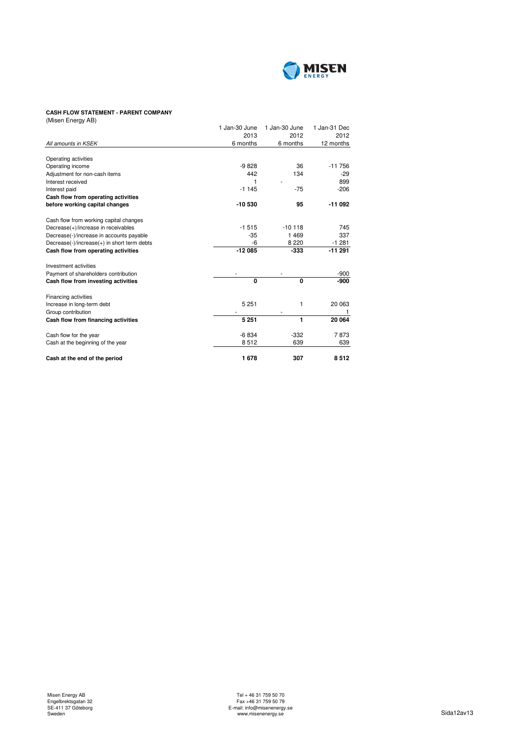**CASH FLOW STATEMENT - PARENT COMPANY**
(Misen Energy AB)

| *All amounts in KSEK* | 1 Jan-30 June 2013 6 months | 1 Jan-30 June 2012 6 months | 1 Jan-31 Dec 2012 12 months |
|---|---|---|---|
| Operating activities | | | |
| Operating income | -9 828 | 36 | -11 756 |
| Adjustment for non-cash items | 442 | 134 | -29 |
| Interest received | 1 | - | 899 |
| Interest paid | -1 145 | -75 | -206 |
| **Cash flow from operating activities before working capital changes** | **-10 530** | **95** | **-11 092** |
| Cash flow from working capital changes | | | |
| Decrease(+)/increase in receivables | -1 515 | -10 118 | 745 |
| Decrease(-)/increase in accounts payable | -35 | 1 469 | 337 |
| Decrease(-)/increase(+) in short term debts | -6 | 8 220 | -1 281 |
| **Cash flow from operating activities** | **-12 085** | **-333** | **-11 291** |
| Investment activities | | | |
| Payment of shareholders contribution | - | - | -900 |
| **Cash flow from investing activities** | **0** | **0** | **-900** |
| Financing activities | | | |
| Increase in long-term debt | 5 251 | 1 | 20 063 |
| Group contribution | - | - | 1 |
| **Cash flow from financing activities** | **5 251** | **1** | **20 064** |
| Cash flow for the year | -6 834 | -332 | 7 873 |
| Cash at the beginning of the year | 8 512 | 639 | 639 |
| **Cash at the end of the period** | **1 678** | **307** | **8 512** |

Misen Energy AB
Engelbrektsgatan 32
SE-411 37 Göteborg
Sweden

Tel + 46 31 759 50 70
Fax +46 31 759 50 79
E-mail: info@misenenergy.se
www.misenenergy.se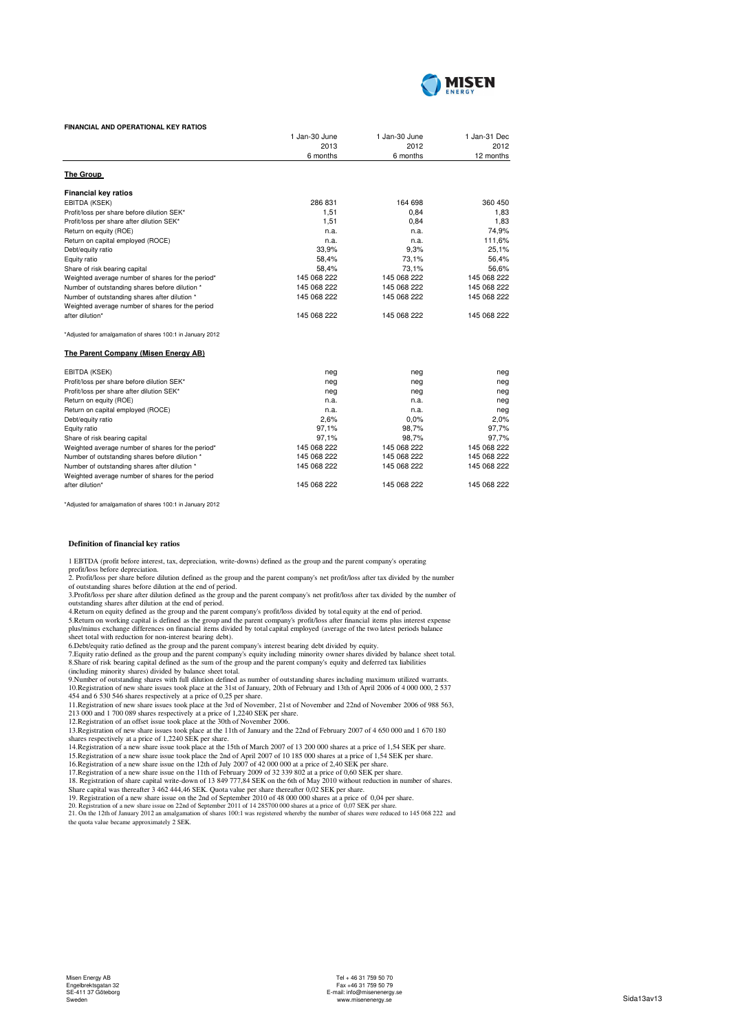**FINANCIAL AND OPERATIONAL KEY RATIOS**

| | 1 Jan-30 June 2013 6 months | 1 Jan-30 June 2012 6 months | 1 Jan-31 Dec 2012 12 months |
|---|---|---|---|
| **The Group** | | | |
| **Financial key ratios** | | | |
| EBITDA (KSEK) | 286 831 | 164 698 | 360 450 |
| Profit/loss per share before dilution SEK* | 1,51 | 0,84 | 1,83 |
| Profit/loss per share after dilution SEK* | 1,51 | 0,84 | 1,83 |
| Return on equity (ROE) | n.a. | n.a. | 74,9% |
| Return on capital employed (ROCE) | n.a. | n.a. | 111,6% |
| Debt/equity ratio | 33,9% | 9,3% | 25,1% |
| Equity ratio | 58,4% | 73,1% | 56,4% |
| Share of risk bearing capital | 58,4% | 73,1% | 56,6% |
| Weighted average number of shares for the period* | 145 068 222 | 145 068 222 | 145 068 222 |
| Number of outstanding shares before dilution * | 145 068 222 | 145 068 222 | 145 068 222 |
| Number of outstanding shares after dilution * | 145 068 222 | 145 068 222 | 145 068 222 |
| Weighted average number of shares for the period after dilution* | 145 068 222 | 145 068 222 | 145 068 222 |

*Adjusted for amalgamation of shares 100:1 in January 2012

**The Parent Company (Misen Energy AB)**

| | 1 Jan-30 June 2013 6 months | 1 Jan-30 June 2012 6 months | 1 Jan-31 Dec 2012 12 months |
|---|---|---|---|
| EBITDA (KSEK) | neg | neg | neg |
| Profit/loss per share before dilution SEK* | neg | neg | neg |
| Profit/loss per share after dilution SEK* | neg | neg | neg |
| Return on equity (ROE) | n.a. | n.a. | neg |
| Return on capital employed (ROCE) | n.a. | n.a. | neg |
| Debt/equity ratio | 2,6% | 0,0% | 2,0% |
| Equity ratio | 97,1% | 98,7% | 97,7% |
| Share of risk bearing capital | 97,1% | 98,7% | 97,7% |
| Weighted average number of shares for the period* | 145 068 222 | 145 068 222 | 145 068 222 |
| Number of outstanding shares before dilution * | 145 068 222 | 145 068 222 | 145 068 222 |
| Number of outstanding shares after dilution * | 145 068 222 | 145 068 222 | 145 068 222 |
| Weighted average number of shares for the period after dilution* | 145 068 222 | 145 068 222 | 145 068 222 |

*Adjusted for amalgamation of shares 100:1 in January 2012

**Definition of financial key ratios**

1 EBTDA (profit before interest, tax, depreciation, write-downs) defined as the group and the parent company's operating profit/loss before depreciation.
2. Profit/loss per share before dilution defined as the group and the parent company's net profit/loss after tax divided by the number of outstanding shares before dilution at the end of period.
3.Profit/loss per share after dilution defined as the group and the parent company's net profit/loss after tax divided by the number of outstanding shares after dilution at the end of period.
4.Return on equity defined as the group and the parent company's profit/loss divided by total equity at the end of period.
5.Return on working capital is defined as the group and the parent company's profit/loss after financial items plus interest expense plus/minus exchange differences on financial items divided by total capital employed (average of the two latest periods balance sheet total with reduction for non-interest bearing debt).
6.Debt/equity ratio defined as the group and the parent company's interest bearing debt divided by equity.
7.Equity ratio defined as the group and the parent company's equity including minority owner shares divided by balance sheet total.
8.Share of risk bearing capital defined as the sum of the group and the parent company's equity and deferred tax liabilities (including minority shares) divided by balance sheet total.
9.Number of outstanding shares with full dilution defined as number of outstanding shares including maximum utilized warrants.
10.Registration of new share issues took place at the 31st of January, 20th of February and 13th of April 2006 of 4 000 000, 2 537 454 and 6 530 546 shares respectively at a price of 0,25 per share.
11.Registration of new share issues took place at the 3rd of November, 21st of November and 22nd of November 2006 of 988 563, 213 000 and 1 700 089 shares respectively at a price of 1,2240 SEK per share.
12.Registration of an offset issue took place at the 30th of November 2006.
13.Registration of new share issues took place at the 11th of January and the 22nd of February 2007 of 4 650 000 and 1 670 180 shares respectively at a price of 1,2240 SEK per share.
14.Registration of a new share issue took place at the 15th of March 2007 of 13 200 000 shares at a price of 1,54 SEK per share.
15.Registration of a new share issue took place the 2nd of April 2007 of 10 185 000 shares at a price of 1,54 SEK per share.
16.Registration of a new share issue on the 12th of July 2007 of 42 000 000 at a price of 2,40 SEK per share.
17.Registration of a new share issue on the 11th of February 2009 of 32 339 802 at a price of 0,60 SEK per share.
18. Registration of share capital write-down of 13 849 777,84 SEK on the 6th of May 2010 without reduction in number of shares. Share capital was thereafter 3 462 444,46 SEK. Quota value per share thereafter 0,02 SEK per share.
19. Registration of a new share issue on the 2nd of September 2010 of 48 000 000 shares at a price of 0,04 per share.
20. Registration of a new share issue on 22nd of September 2011 of 14 285700 000 shares at a price of 0,07 SEK per share.
21. On the 12th of January 2012 an amalgamation of shares 100:1 was registered whereby the number of shares were reduced to 145 068 222 and the quota value became approximately 2 SEK.

Misen Energy AB
Engelbrektsgatan 32
SE-411 37 Göteborg
Sweden

Tel + 46 31 759 50 70
Fax +46 31 759 50 79
E-mail: info@misenenergy.se
www.misenenergy.se